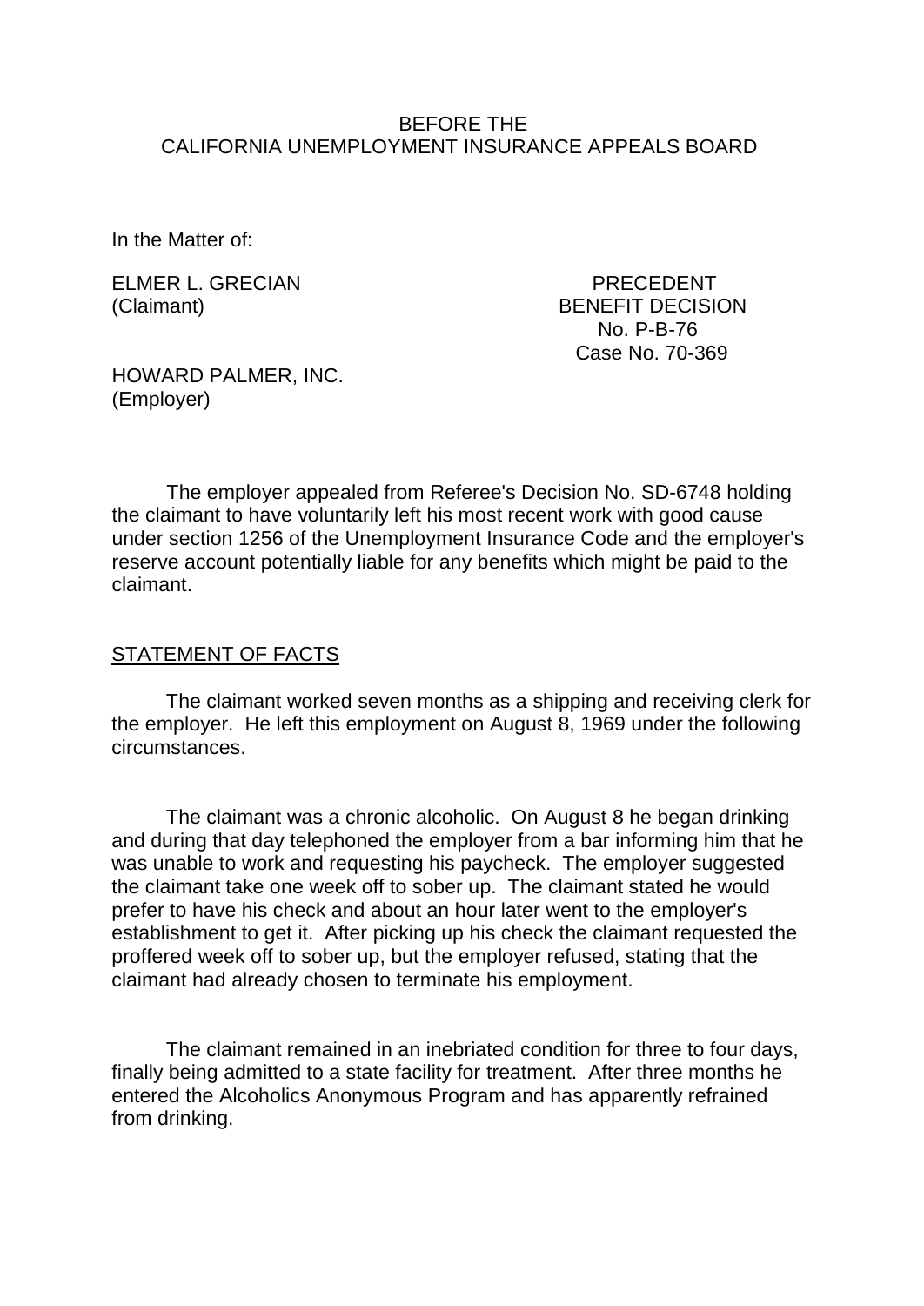BEFORE THE
CALIFORNIA UNEMPLOYMENT INSURANCE APPEALS BOARD

In the Matter of:

ELMER L. GRECIAN
(Claimant)

PRECEDENT
BENEFIT DECISION
No. P-B-76
Case No. 70-369

HOWARD PALMER, INC.
(Employer)

The employer appealed from Referee's Decision No. SD-6748 holding the claimant to have voluntarily left his most recent work with good cause under section 1256 of the Unemployment Insurance Code and the employer's reserve account potentially liable for any benefits which might be paid to the claimant.

## STATEMENT OF FACTS

The claimant worked seven months as a shipping and receiving clerk for the employer. He left this employment on August 8, 1969 under the following circumstances.

The claimant was a chronic alcoholic. On August 8 he began drinking and during that day telephoned the employer from a bar informing him that he was unable to work and requesting his paycheck. The employer suggested the claimant take one week off to sober up. The claimant stated he would prefer to have his check and about an hour later went to the employer's establishment to get it. After picking up his check the claimant requested the proffered week off to sober up, but the employer refused, stating that the claimant had already chosen to terminate his employment.

The claimant remained in an inebriated condition for three to four days, finally being admitted to a state facility for treatment. After three months he entered the Alcoholics Anonymous Program and has apparently refrained from drinking.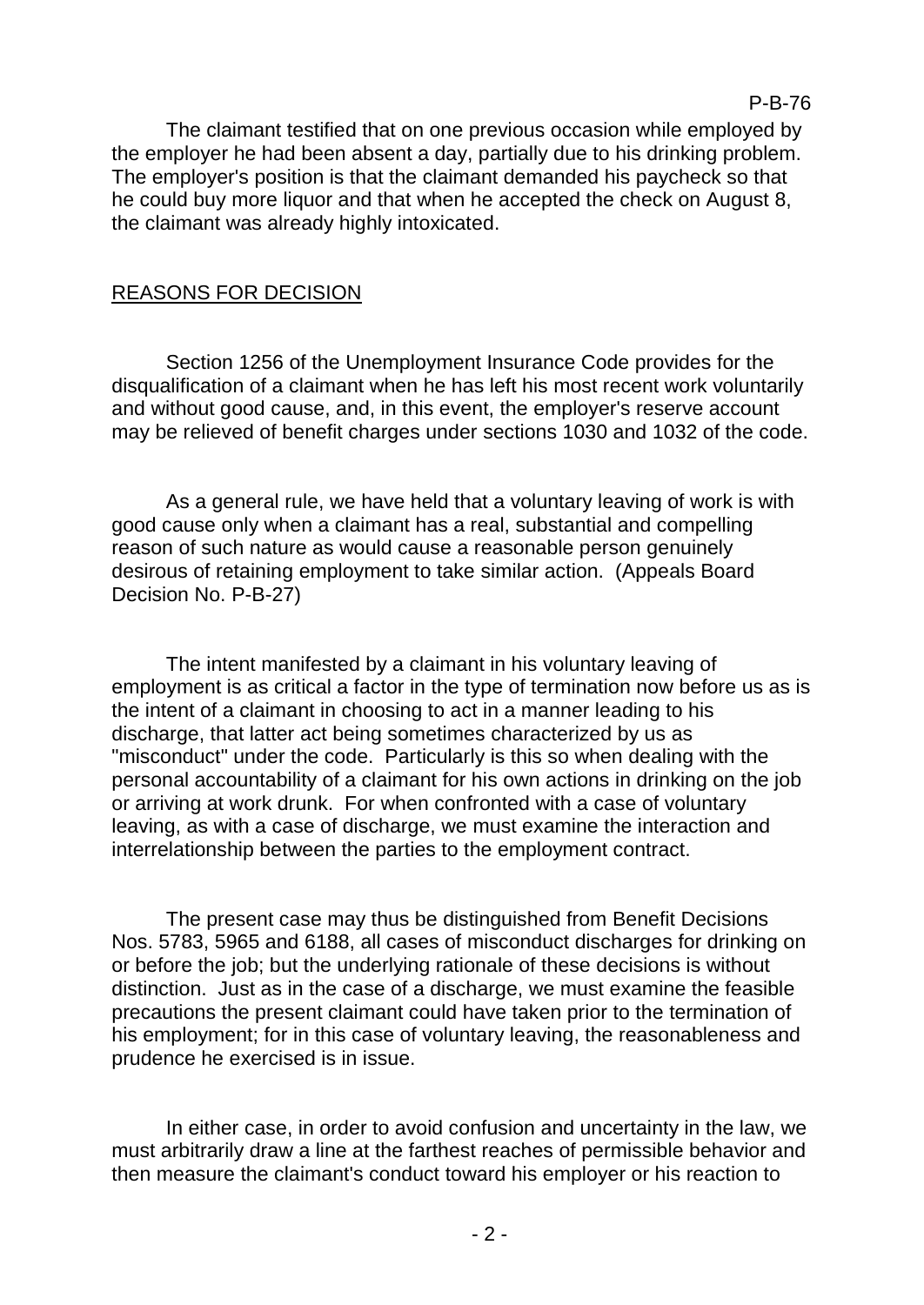The claimant testified that on one previous occasion while employed by the employer he had been absent a day, partially due to his drinking problem. The employer's position is that the claimant demanded his paycheck so that he could buy more liquor and that when he accepted the check on August 8, the claimant was already highly intoxicated.

## REASONS FOR DECISION

Section 1256 of the Unemployment Insurance Code provides for the disqualification of a claimant when he has left his most recent work voluntarily and without good cause, and, in this event, the employer's reserve account may be relieved of benefit charges under sections 1030 and 1032 of the code.

As a general rule, we have held that a voluntary leaving of work is with good cause only when a claimant has a real, substantial and compelling reason of such nature as would cause a reasonable person genuinely desirous of retaining employment to take similar action. (Appeals Board Decision No. P-B-27)

The intent manifested by a claimant in his voluntary leaving of employment is as critical a factor in the type of termination now before us as is the intent of a claimant in choosing to act in a manner leading to his discharge, that latter act being sometimes characterized by us as "misconduct" under the code. Particularly is this so when dealing with the personal accountability of a claimant for his own actions in drinking on the job or arriving at work drunk. For when confronted with a case of voluntary leaving, as with a case of discharge, we must examine the interaction and interrelationship between the parties to the employment contract.

The present case may thus be distinguished from Benefit Decisions Nos. 5783, 5965 and 6188, all cases of misconduct discharges for drinking on or before the job; but the underlying rationale of these decisions is without distinction. Just as in the case of a discharge, we must examine the feasible precautions the present claimant could have taken prior to the termination of his employment; for in this case of voluntary leaving, the reasonableness and prudence he exercised is in issue.

In either case, in order to avoid confusion and uncertainty in the law, we must arbitrarily draw a line at the farthest reaches of permissible behavior and then measure the claimant's conduct toward his employer or his reaction to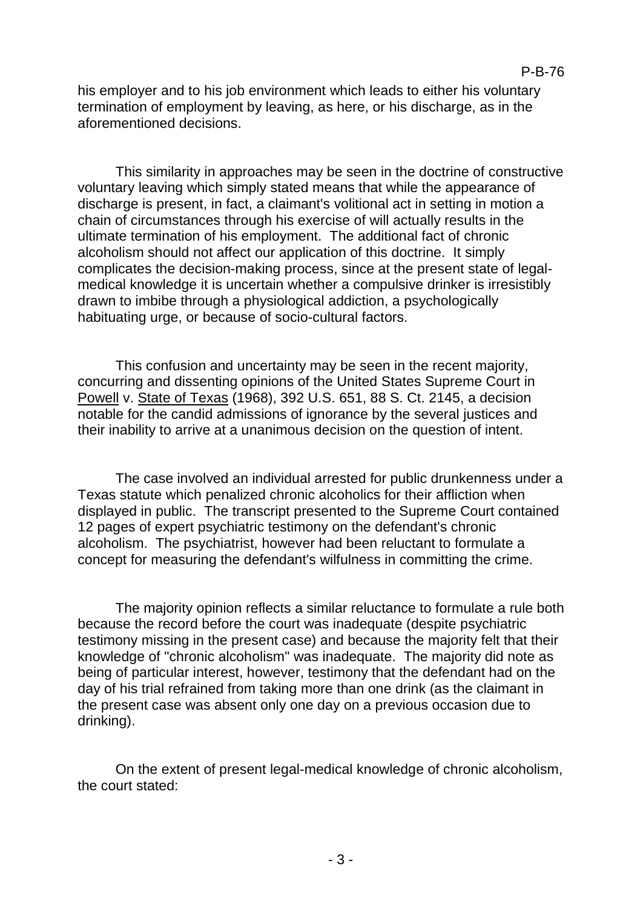his employer and to his job environment which leads to either his voluntary termination of employment by leaving, as here, or his discharge, as in the aforementioned decisions.

This similarity in approaches may be seen in the doctrine of constructive voluntary leaving which simply stated means that while the appearance of discharge is present, in fact, a claimant's volitional act in setting in motion a chain of circumstances through his exercise of will actually results in the ultimate termination of his employment. The additional fact of chronic alcoholism should not affect our application of this doctrine. It simply complicates the decision-making process, since at the present state of legal-medical knowledge it is uncertain whether a compulsive drinker is irresistibly drawn to imbibe through a physiological addiction, a psychologically habituating urge, or because of socio-cultural factors.

This confusion and uncertainty may be seen in the recent majority, concurring and dissenting opinions of the United States Supreme Court in Powell v. State of Texas (1968), 392 U.S. 651, 88 S. Ct. 2145, a decision notable for the candid admissions of ignorance by the several justices and their inability to arrive at a unanimous decision on the question of intent.

The case involved an individual arrested for public drunkenness under a Texas statute which penalized chronic alcoholics for their affliction when displayed in public. The transcript presented to the Supreme Court contained 12 pages of expert psychiatric testimony on the defendant's chronic alcoholism. The psychiatrist, however had been reluctant to formulate a concept for measuring the defendant's wilfulness in committing the crime.

The majority opinion reflects a similar reluctance to formulate a rule both because the record before the court was inadequate (despite psychiatric testimony missing in the present case) and because the majority felt that their knowledge of "chronic alcoholism" was inadequate. The majority did note as being of particular interest, however, testimony that the defendant had on the day of his trial refrained from taking more than one drink (as the claimant in the present case was absent only one day on a previous occasion due to drinking).

On the extent of present legal-medical knowledge of chronic alcoholism, the court stated: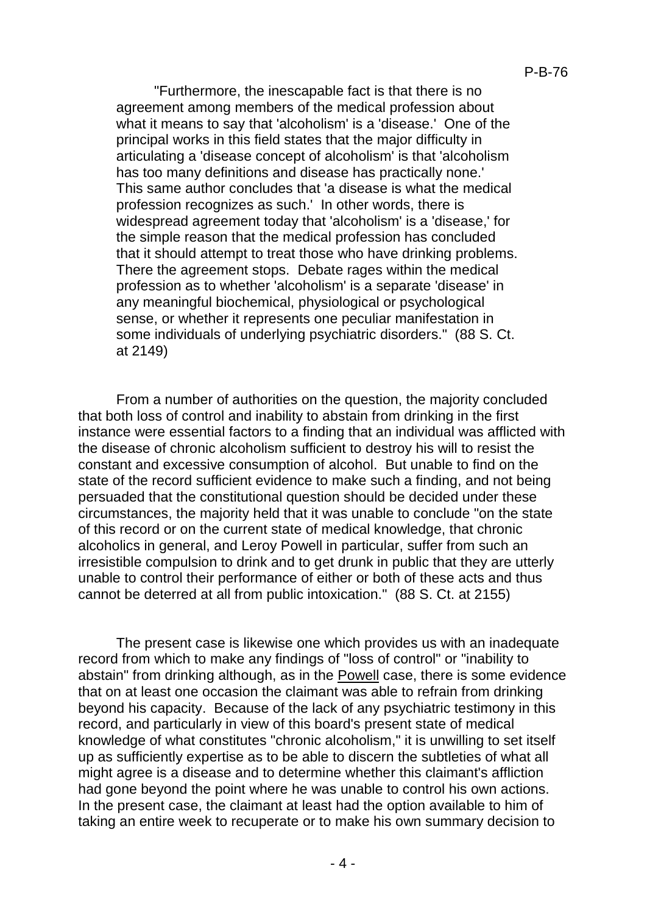"Furthermore, the inescapable fact is that there is no agreement among members of the medical profession about what it means to say that 'alcoholism' is a 'disease.' One of the principal works in this field states that the major difficulty in articulating a 'disease concept of alcoholism' is that 'alcoholism has too many definitions and disease has practically none.' This same author concludes that 'a disease is what the medical profession recognizes as such.' In other words, there is widespread agreement today that 'alcoholism' is a 'disease,' for the simple reason that the medical profession has concluded that it should attempt to treat those who have drinking problems. There the agreement stops. Debate rages within the medical profession as to whether 'alcoholism' is a separate 'disease' in any meaningful biochemical, physiological or psychological sense, or whether it represents one peculiar manifestation in some individuals of underlying psychiatric disorders." (88 S. Ct. at 2149)

From a number of authorities on the question, the majority concluded that both loss of control and inability to abstain from drinking in the first instance were essential factors to a finding that an individual was afflicted with the disease of chronic alcoholism sufficient to destroy his will to resist the constant and excessive consumption of alcohol. But unable to find on the state of the record sufficient evidence to make such a finding, and not being persuaded that the constitutional question should be decided under these circumstances, the majority held that it was unable to conclude "on the state of this record or on the current state of medical knowledge, that chronic alcoholics in general, and Leroy Powell in particular, suffer from such an irresistible compulsion to drink and to get drunk in public that they are utterly unable to control their performance of either or both of these acts and thus cannot be deterred at all from public intoxication." (88 S. Ct. at 2155)

The present case is likewise one which provides us with an inadequate record from which to make any findings of "loss of control" or "inability to abstain" from drinking although, as in the Powell case, there is some evidence that on at least one occasion the claimant was able to refrain from drinking beyond his capacity. Because of the lack of any psychiatric testimony in this record, and particularly in view of this board's present state of medical knowledge of what constitutes "chronic alcoholism," it is unwilling to set itself up as sufficiently expertise as to be able to discern the subtleties of what all might agree is a disease and to determine whether this claimant's affliction had gone beyond the point where he was unable to control his own actions. In the present case, the claimant at least had the option available to him of taking an entire week to recuperate or to make his own summary decision to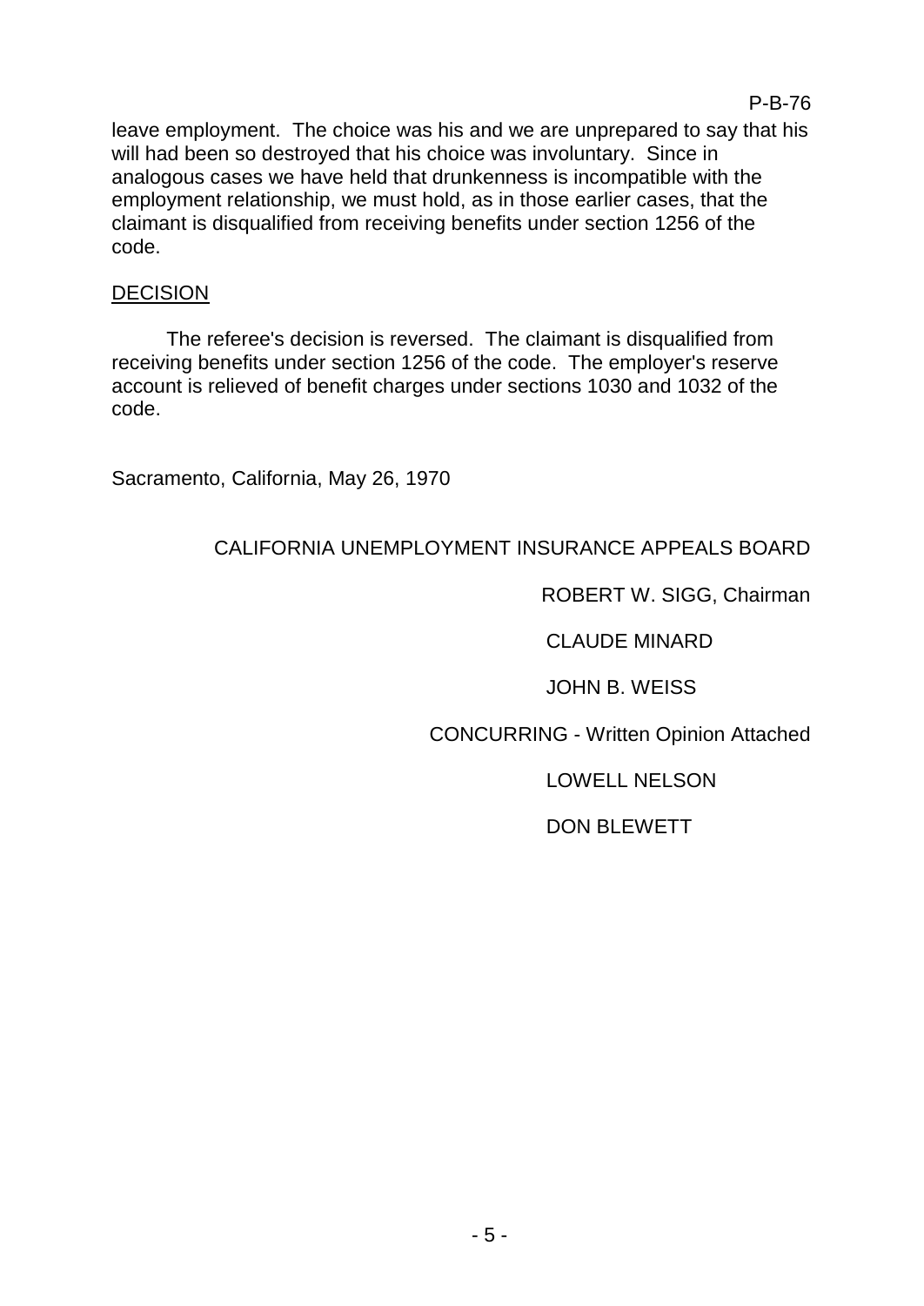leave employment. The choice was his and we are unprepared to say that his will had been so destroyed that his choice was involuntary. Since in analogous cases we have held that drunkenness is incompatible with the employment relationship, we must hold, as in those earlier cases, that the claimant is disqualified from receiving benefits under section 1256 of the code.

## DECISION

The referee's decision is reversed. The claimant is disqualified from receiving benefits under section 1256 of the code. The employer's reserve account is relieved of benefit charges under sections 1030 and 1032 of the code.

Sacramento, California, May 26, 1970

CALIFORNIA UNEMPLOYMENT INSURANCE APPEALS BOARD

ROBERT W. SIGG, Chairman

CLAUDE MINARD

JOHN B. WEISS

CONCURRING - Written Opinion Attached

LOWELL NELSON

DON BLEWETT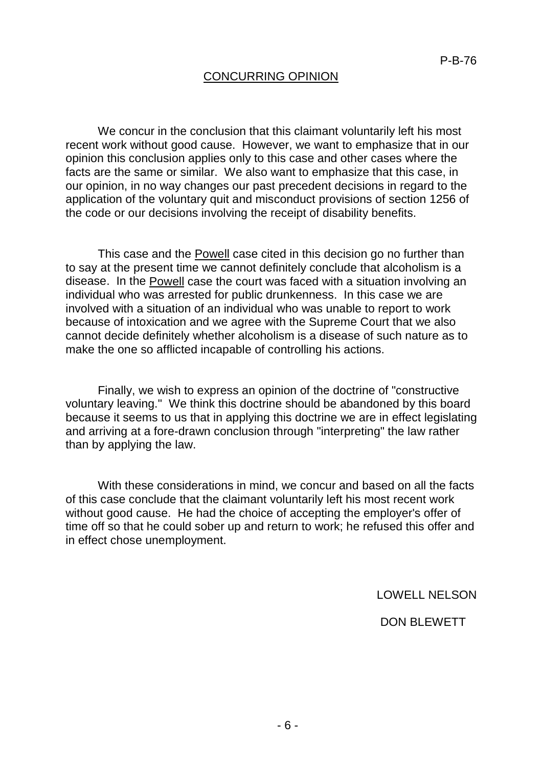P-B-76

## CONCURRING OPINION

We concur in the conclusion that this claimant voluntarily left his most recent work without good cause. However, we want to emphasize that in our opinion this conclusion applies only to this case and other cases where the facts are the same or similar. We also want to emphasize that this case, in our opinion, in no way changes our past precedent decisions in regard to the application of the voluntary quit and misconduct provisions of section 1256 of the code or our decisions involving the receipt of disability benefits.

This case and the Powell case cited in this decision go no further than to say at the present time we cannot definitely conclude that alcoholism is a disease. In the Powell case the court was faced with a situation involving an individual who was arrested for public drunkenness. In this case we are involved with a situation of an individual who was unable to report to work because of intoxication and we agree with the Supreme Court that we also cannot decide definitely whether alcoholism is a disease of such nature as to make the one so afflicted incapable of controlling his actions.

Finally, we wish to express an opinion of the doctrine of "constructive voluntary leaving." We think this doctrine should be abandoned by this board because it seems to us that in applying this doctrine we are in effect legislating and arriving at a fore-drawn conclusion through "interpreting" the law rather than by applying the law.

With these considerations in mind, we concur and based on all the facts of this case conclude that the claimant voluntarily left his most recent work without good cause. He had the choice of accepting the employer's offer of time off so that he could sober up and return to work; he refused this offer and in effect chose unemployment.

LOWELL NELSON

DON BLEWETT